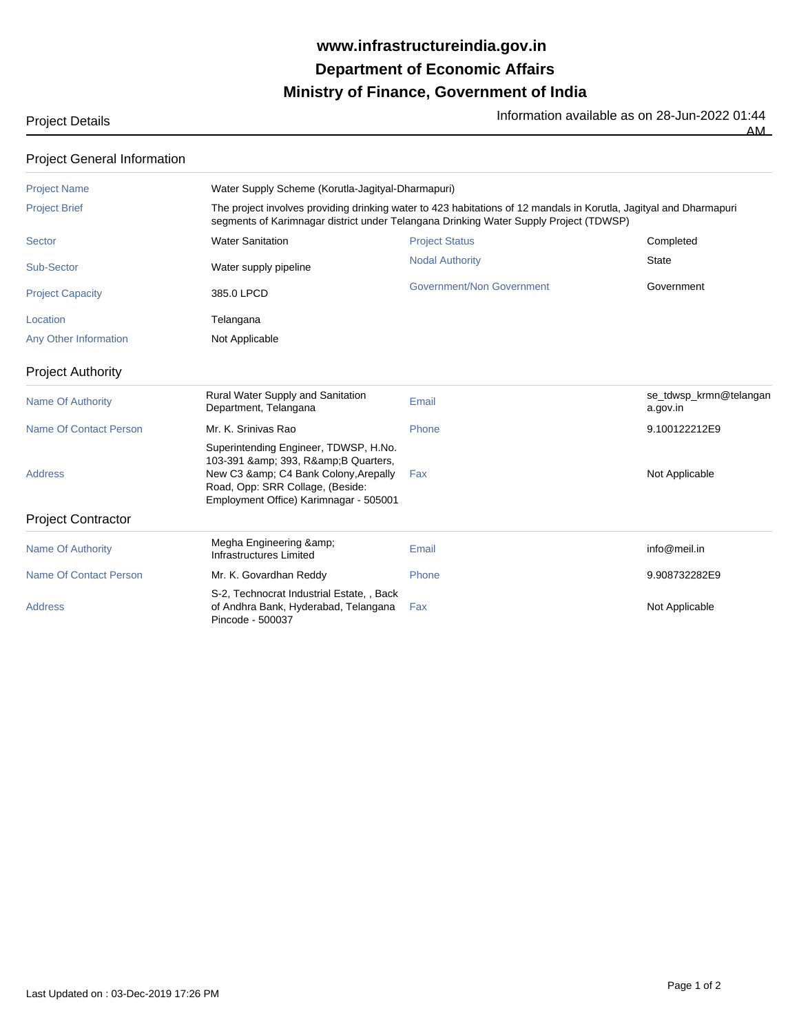# www.infrastructureindia.gov.in
# Department of Economic Affairs
# Ministry of Finance, Government of India

Project Details

Information available as on 28-Jun-2022 01:44 AM

## Project General Information

| | | | |
|---|---|---|---|
| Project Name | Water Supply Scheme (Korutla-Jagityal-Dharmapuri) | | |
| Project Brief | The project involves providing drinking water to 423 habitations of 12 mandals in Korutla, Jagityal and Dharmapuri segments of Karimnagar district under Telangana Drinking Water Supply Project (TDWSP) | | |
| Sector | Water Sanitation | Project Status | Completed |
| Sub-Sector | Water supply pipeline | Nodal Authority | State |
| Project Capacity | 385.0 LPCD | Government/Non Government | Government |
| Location | Telangana | | |
| Any Other Information | Not Applicable | | |

## Project Authority

| | | | |
|---|---|---|---|
| Name Of Authority | Rural Water Supply and Sanitation Department, Telangana | Email | se_tdwsp_krmn@telangana.gov.in |
| Name Of Contact Person | Mr. K. Srinivas Rao | Phone | 9.100122212E9 |
| Address | Superintending Engineer, TDWSP, H.No. 103-391 &amp; 393, R&amp;B Quarters, New C3 &amp; C4 Bank Colony,Arepally Road, Opp: SRR Collage, (Beside: Employment Office) Karimnagar - 505001 | Fax | Not Applicable |

## Project Contractor

| | | | |
|---|---|---|---|
| Name Of Authority | Megha Engineering &amp; Infrastructures Limited | Email | info@meil.in |
| Name Of Contact Person | Mr. K. Govardhan Reddy | Phone | 9.908732282E9 |
| Address | S-2, Technocrat Industrial Estate, , Back of Andhra Bank, Hyderabad, Telangana Pincode - 500037 | Fax | Not Applicable |

Last Updated on : 03-Dec-2019 17:26 PM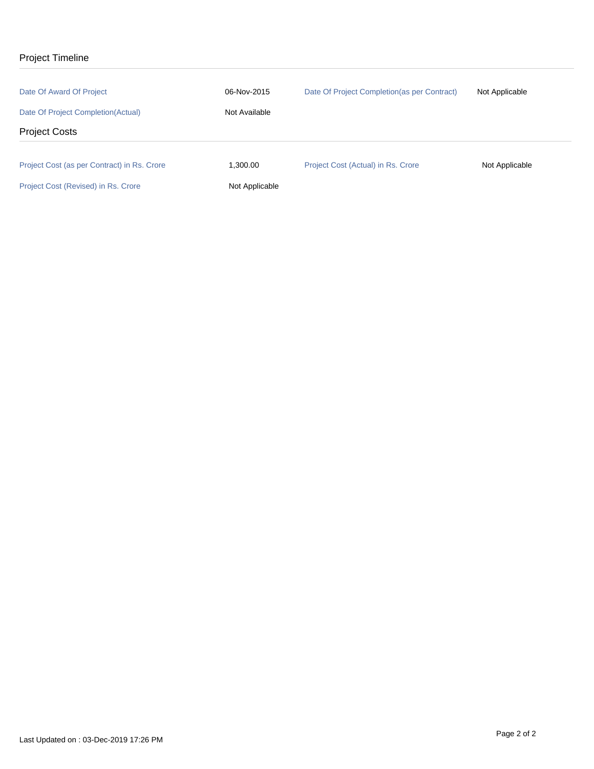## Project Timeline

| | | | |
|---|---|---|---|
| Date Of Award Of Project | 06-Nov-2015 | Date Of Project Completion(as per Contract) | Not Applicable |
| Date Of Project Completion(Actual) | Not Available | | |

## Project Costs

| | | | |
|---|---|---|---|
| Project Cost (as per Contract) in Rs. Crore | 1,300.00 | Project Cost (Actual) in Rs. Crore | Not Applicable |
| Project Cost (Revised) in Rs. Crore | Not Applicable | | |

Last Updated on : 03-Dec-2019 17:26 PM